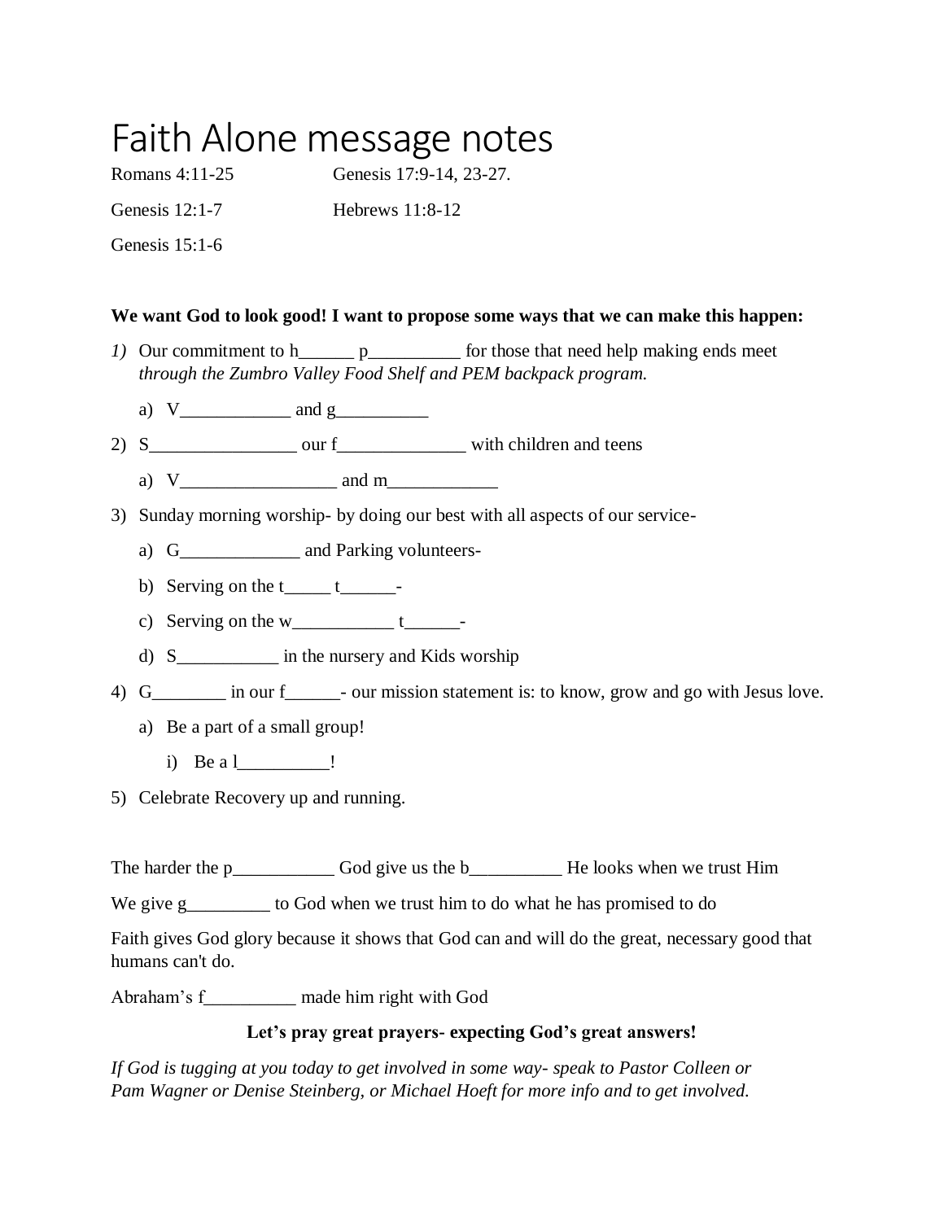# Faith Alone message notes

Romans 4:11-25

Genesis 12:1-7

Genesis 15:1-6

Genesis 17:9-14, 23-27.

Hebrews 11:8-12

**We want God to look good! I want to propose some ways that we can make this happen:**

1) Our commitment to h______ p__________ for those that need help making ends meet *through the Zumbro Valley Food Shelf and PEM backpack program.*
   a) V____________ and g__________
2) S________________ our f______________ with children and teens
   a) V_________________ and m____________
3) Sunday morning worship- by doing our best with all aspects of our service-
   a) G_____________ and Parking volunteers-
   b) Serving on the t_____ t______-
   c) Serving on the w___________ t______-
   d) S___________ in the nursery and Kids worship
4) G________ in our f______- our mission statement is: to know, grow and go with Jesus love.
   a) Be a part of a small group!
      i) Be a l__________!
5) Celebrate Recovery up and running.

The harder the p___________ God give us the b__________ He looks when we trust Him

We give g_________ to God when we trust him to do what he has promised to do

Faith gives God glory because it shows that God can and will do the great, necessary good that humans can't do.

Abraham's f__________ made him right with God

**Let's pray great prayers- expecting God's great answers!**

*If God is tugging at you today to get involved in some way- speak to Pastor Colleen or Pam Wagner or Denise Steinberg, or Michael Hoeft for more info and to get involved.*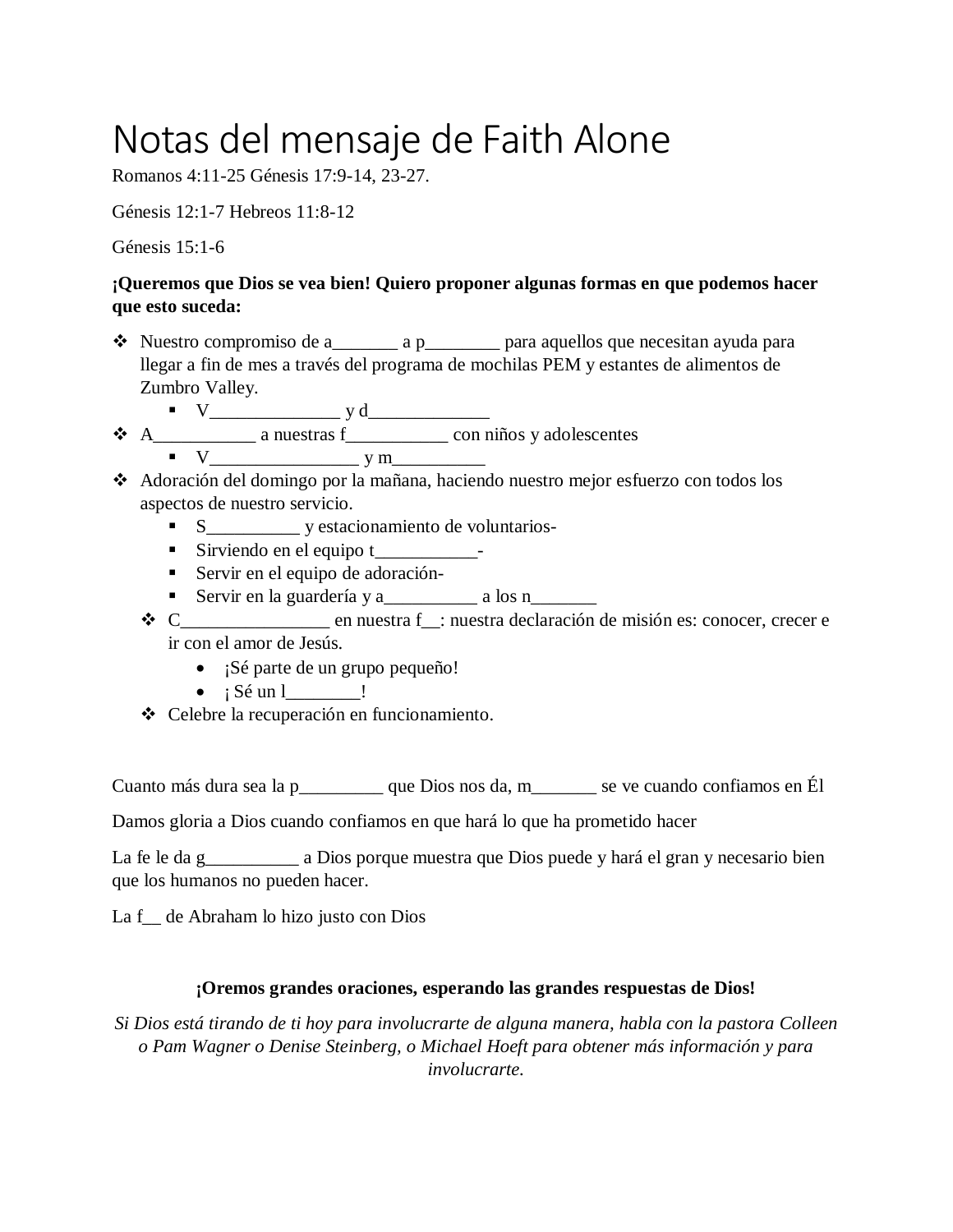# Notas del mensaje de Faith Alone

Romanos 4:11-25 Génesis 17:9-14, 23-27.

Génesis 12:1-7 Hebreos 11:8-12

Génesis 15:1-6

**¡Queremos que Dios se vea bien! Quiero proponer algunas formas en que podemos hacer que esto suceda:**

- Nuestro compromiso de a_______ a p________ para aquellos que necesitan ayuda para llegar a fin de mes a través del programa de mochilas PEM y estantes de alimentos de Zumbro Valley.
  - V______________ y d_____________
- A___________ a nuestras f___________ con niños y adolescentes
  - V________________ y m__________
- Adoración del domingo por la mañana, haciendo nuestro mejor esfuerzo con todos los aspectos de nuestro servicio.
  - S__________ y estacionamiento de voluntarios-
  - Sirviendo en el equipo t___________-
  - Servir en el equipo de adoración-
  - Servir en la guardería y a__________ a los n_______
  - C________________ en nuestra f__: nuestra declaración de misión es: conocer, crecer e ir con el amor de Jesús.
    - ¡Sé parte de un grupo pequeño!
    - ¡ Sé un l________!
  - Celebre la recuperación en funcionamiento.

Cuanto más dura sea la p_________ que Dios nos da, m_______ se ve cuando confiamos en Él

Damos gloria a Dios cuando confiamos en que hará lo que ha prometido hacer

La fe le da g__________ a Dios porque muestra que Dios puede y hará el gran y necesario bien que los humanos no pueden hacer.

La f__ de Abraham lo hizo justo con Dios

**¡Oremos grandes oraciones, esperando las grandes respuestas de Dios!**

*Si Dios está tirando de ti hoy para involucrarte de alguna manera, habla con la pastora Colleen o Pam Wagner o Denise Steinberg, o Michael Hoeft para obtener más información y para involucrarte.*